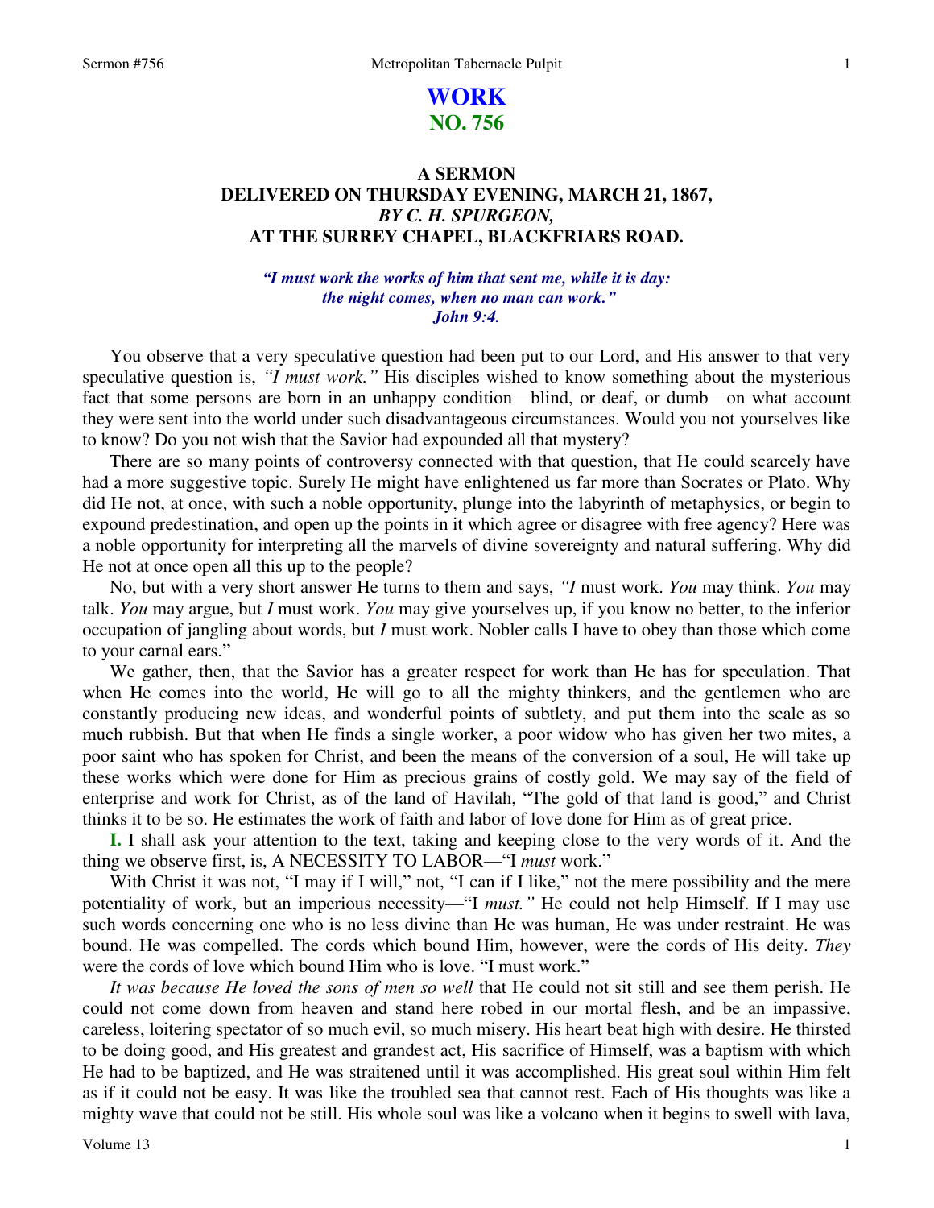# WORK
## NO. 756

### A SERMON
### DELIVERED ON THURSDAY EVENING, MARCH 21, 1867,
### *BY C. H. SPURGEON,*
### AT THE SURREY CHAPEL, BLACKFRIARS ROAD.

***"I must work the works of him that sent me, while it is day: the night comes, when no man can work." John 9:4.***

You observe that a very speculative question had been put to our Lord, and His answer to that very speculative question is, *"I must work."* His disciples wished to know something about the mysterious fact that some persons are born in an unhappy condition—blind, or deaf, or dumb—on what account they were sent into the world under such disadvantageous circumstances. Would you not yourselves like to know? Do you not wish that the Savior had expounded all that mystery?

There are so many points of controversy connected with that question, that He could scarcely have had a more suggestive topic. Surely He might have enlightened us far more than Socrates or Plato. Why did He not, at once, with such a noble opportunity, plunge into the labyrinth of metaphysics, or begin to expound predestination, and open up the points in it which agree or disagree with free agency? Here was a noble opportunity for interpreting all the marvels of divine sovereignty and natural suffering. Why did He not at once open all this up to the people?

No, but with a very short answer He turns to them and says, *"I* must work. *You* may think. *You* may talk. *You* may argue, but *I* must work. *You* may give yourselves up, if you know no better, to the inferior occupation of jangling about words, but *I* must work. Nobler calls I have to obey than those which come to your carnal ears."

We gather, then, that the Savior has a greater respect for work than He has for speculation. That when He comes into the world, He will go to all the mighty thinkers, and the gentlemen who are constantly producing new ideas, and wonderful points of subtlety, and put them into the scale as so much rubbish. But that when He finds a single worker, a poor widow who has given her two mites, a poor saint who has spoken for Christ, and been the means of the conversion of a soul, He will take up these works which were done for Him as precious grains of costly gold. We may say of the field of enterprise and work for Christ, as of the land of Havilah, "The gold of that land is good," and Christ thinks it to be so. He estimates the work of faith and labor of love done for Him as of great price.

**I.** I shall ask your attention to the text, taking and keeping close to the very words of it. And the thing we observe first, is, A NECESSITY TO LABOR—"I *must* work."

With Christ it was not, "I may if I will," not, "I can if I like," not the mere possibility and the mere potentiality of work, but an imperious necessity—"I *must."* He could not help Himself. If I may use such words concerning one who is no less divine than He was human, He was under restraint. He was bound. He was compelled. The cords which bound Him, however, were the cords of His deity. *They* were the cords of love which bound Him who is love. "I must work."

*It was because He loved the sons of men so well* that He could not sit still and see them perish. He could not come down from heaven and stand here robed in our mortal flesh, and be an impassive, careless, loitering spectator of so much evil, so much misery. His heart beat high with desire. He thirsted to be doing good, and His greatest and grandest act, His sacrifice of Himself, was a baptism with which He had to be baptized, and He was straitened until it was accomplished. His great soul within Him felt as if it could not be easy. It was like the troubled sea that cannot rest. Each of His thoughts was like a mighty wave that could not be still. His whole soul was like a volcano when it begins to swell with lava,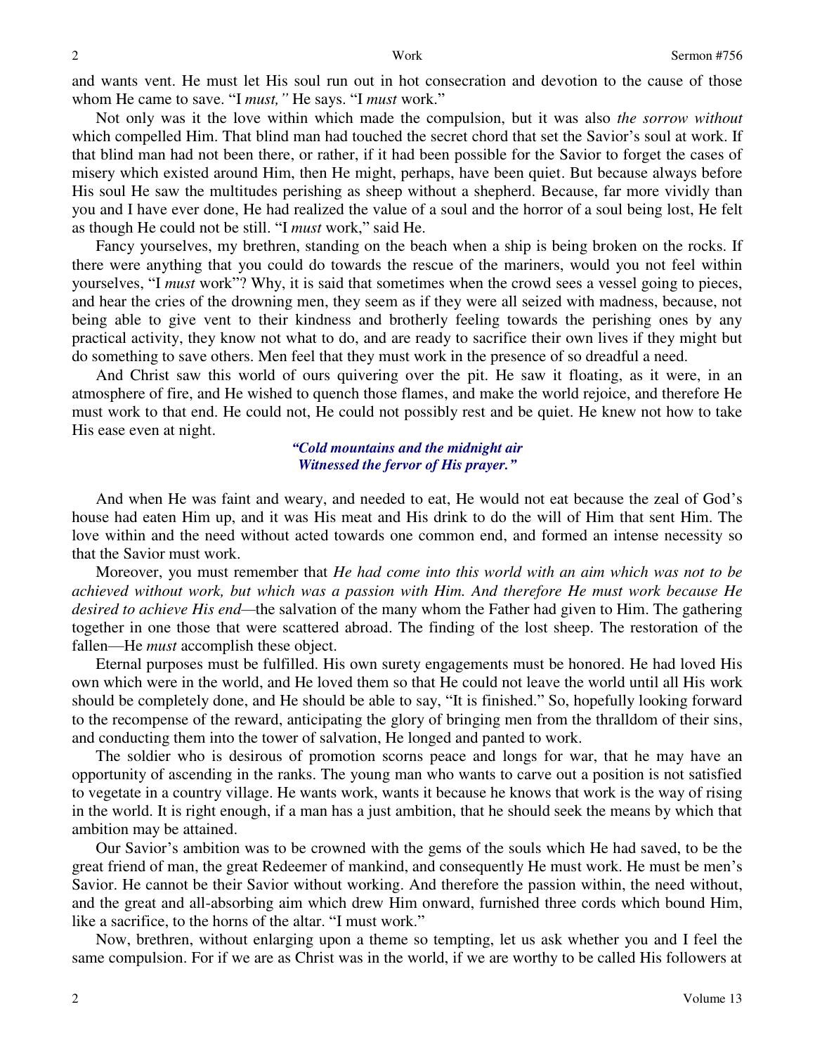and wants vent. He must let His soul run out in hot consecration and devotion to the cause of those whom He came to save. "I *must,"* He says. "I *must* work."

Not only was it the love within which made the compulsion, but it was also *the sorrow without* which compelled Him. That blind man had touched the secret chord that set the Savior's soul at work. If that blind man had not been there, or rather, if it had been possible for the Savior to forget the cases of misery which existed around Him, then He might, perhaps, have been quiet. But because always before His soul He saw the multitudes perishing as sheep without a shepherd. Because, far more vividly than you and I have ever done, He had realized the value of a soul and the horror of a soul being lost, He felt as though He could not be still. "I *must* work," said He.

Fancy yourselves, my brethren, standing on the beach when a ship is being broken on the rocks. If there were anything that you could do towards the rescue of the mariners, would you not feel within yourselves, "I *must* work"? Why, it is said that sometimes when the crowd sees a vessel going to pieces, and hear the cries of the drowning men, they seem as if they were all seized with madness, because, not being able to give vent to their kindness and brotherly feeling towards the perishing ones by any practical activity, they know not what to do, and are ready to sacrifice their own lives if they might but do something to save others. Men feel that they must work in the presence of so dreadful a need.

And Christ saw this world of ours quivering over the pit. He saw it floating, as it were, in an atmosphere of fire, and He wished to quench those flames, and make the world rejoice, and therefore He must work to that end. He could not, He could not possibly rest and be quiet. He knew not how to take His ease even at night.

> ***"Cold mountains and the midnight air***
> ***Witnessed the fervor of His prayer."***

And when He was faint and weary, and needed to eat, He would not eat because the zeal of God's house had eaten Him up, and it was His meat and His drink to do the will of Him that sent Him. The love within and the need without acted towards one common end, and formed an intense necessity so that the Savior must work.

Moreover, you must remember that *He had come into this world with an aim which was not to be achieved without work, but which was a passion with Him. And therefore He must work because He desired to achieve His end*—the salvation of the many whom the Father had given to Him. The gathering together in one those that were scattered abroad. The finding of the lost sheep. The restoration of the fallen—He *must* accomplish these object.

Eternal purposes must be fulfilled. His own surety engagements must be honored. He had loved His own which were in the world, and He loved them so that He could not leave the world until all His work should be completely done, and He should be able to say, "It is finished." So, hopefully looking forward to the recompense of the reward, anticipating the glory of bringing men from the thralldom of their sins, and conducting them into the tower of salvation, He longed and panted to work.

The soldier who is desirous of promotion scorns peace and longs for war, that he may have an opportunity of ascending in the ranks. The young man who wants to carve out a position is not satisfied to vegetate in a country village. He wants work, wants it because he knows that work is the way of rising in the world. It is right enough, if a man has a just ambition, that he should seek the means by which that ambition may be attained.

Our Savior's ambition was to be crowned with the gems of the souls which He had saved, to be the great friend of man, the great Redeemer of mankind, and consequently He must work. He must be men's Savior. He cannot be their Savior without working. And therefore the passion within, the need without, and the great and all-absorbing aim which drew Him onward, furnished three cords which bound Him, like a sacrifice, to the horns of the altar. "I must work."

Now, brethren, without enlarging upon a theme so tempting, let us ask whether you and I feel the same compulsion. For if we are as Christ was in the world, if we are worthy to be called His followers at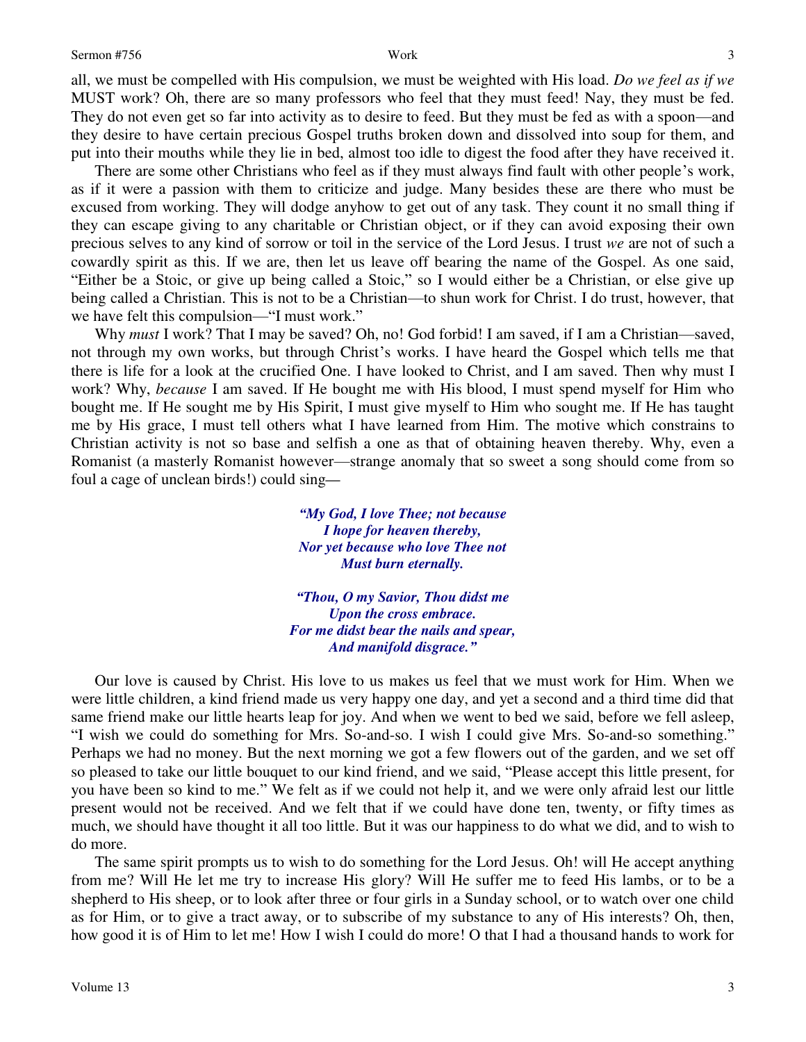all, we must be compelled with His compulsion, we must be weighted with His load. *Do we feel as if we* MUST work? Oh, there are so many professors who feel that they must feed! Nay, they must be fed. They do not even get so far into activity as to desire to feed. But they must be fed as with a spoon—and they desire to have certain precious Gospel truths broken down and dissolved into soup for them, and put into their mouths while they lie in bed, almost too idle to digest the food after they have received it.

There are some other Christians who feel as if they must always find fault with other people's work, as if it were a passion with them to criticize and judge. Many besides these are there who must be excused from working. They will dodge anyhow to get out of any task. They count it no small thing if they can escape giving to any charitable or Christian object, or if they can avoid exposing their own precious selves to any kind of sorrow or toil in the service of the Lord Jesus. I trust *we* are not of such a cowardly spirit as this. If we are, then let us leave off bearing the name of the Gospel. As one said, "Either be a Stoic, or give up being called a Stoic," so I would either be a Christian, or else give up being called a Christian. This is not to be a Christian—to shun work for Christ. I do trust, however, that we have felt this compulsion—"I must work."

Why *must* I work? That I may be saved? Oh, no! God forbid! I am saved, if I am a Christian—saved, not through my own works, but through Christ's works. I have heard the Gospel which tells me that there is life for a look at the crucified One. I have looked to Christ, and I am saved. Then why must I work? Why, *because* I am saved. If He bought me with His blood, I must spend myself for Him who bought me. If He sought me by His Spirit, I must give myself to Him who sought me. If He has taught me by His grace, I must tell others what I have learned from Him. The motive which constrains to Christian activity is not so base and selfish a one as that of obtaining heaven thereby. Why, even a Romanist (a masterly Romanist however—strange anomaly that so sweet a song should come from so foul a cage of unclean birds!) could sing—

> ***"My God, I love Thee; not because***
> ***I hope for heaven thereby,***
> ***Nor yet because who love Thee not***
> ***Must burn eternally.***
>
> ***"Thou, O my Savior, Thou didst me***
> ***Upon the cross embrace.***
> ***For me didst bear the nails and spear,***
> ***And manifold disgrace."***

Our love is caused by Christ. His love to us makes us feel that we must work for Him. When we were little children, a kind friend made us very happy one day, and yet a second and a third time did that same friend make our little hearts leap for joy. And when we went to bed we said, before we fell asleep, "I wish we could do something for Mrs. So-and-so. I wish I could give Mrs. So-and-so something." Perhaps we had no money. But the next morning we got a few flowers out of the garden, and we set off so pleased to take our little bouquet to our kind friend, and we said, "Please accept this little present, for you have been so kind to me." We felt as if we could not help it, and we were only afraid lest our little present would not be received. And we felt that if we could have done ten, twenty, or fifty times as much, we should have thought it all too little. But it was our happiness to do what we did, and to wish to do more.

The same spirit prompts us to wish to do something for the Lord Jesus. Oh! will He accept anything from me? Will He let me try to increase His glory? Will He suffer me to feed His lambs, or to be a shepherd to His sheep, or to look after three or four girls in a Sunday school, or to watch over one child as for Him, or to give a tract away, or to subscribe of my substance to any of His interests? Oh, then, how good it is of Him to let me! How I wish I could do more! O that I had a thousand hands to work for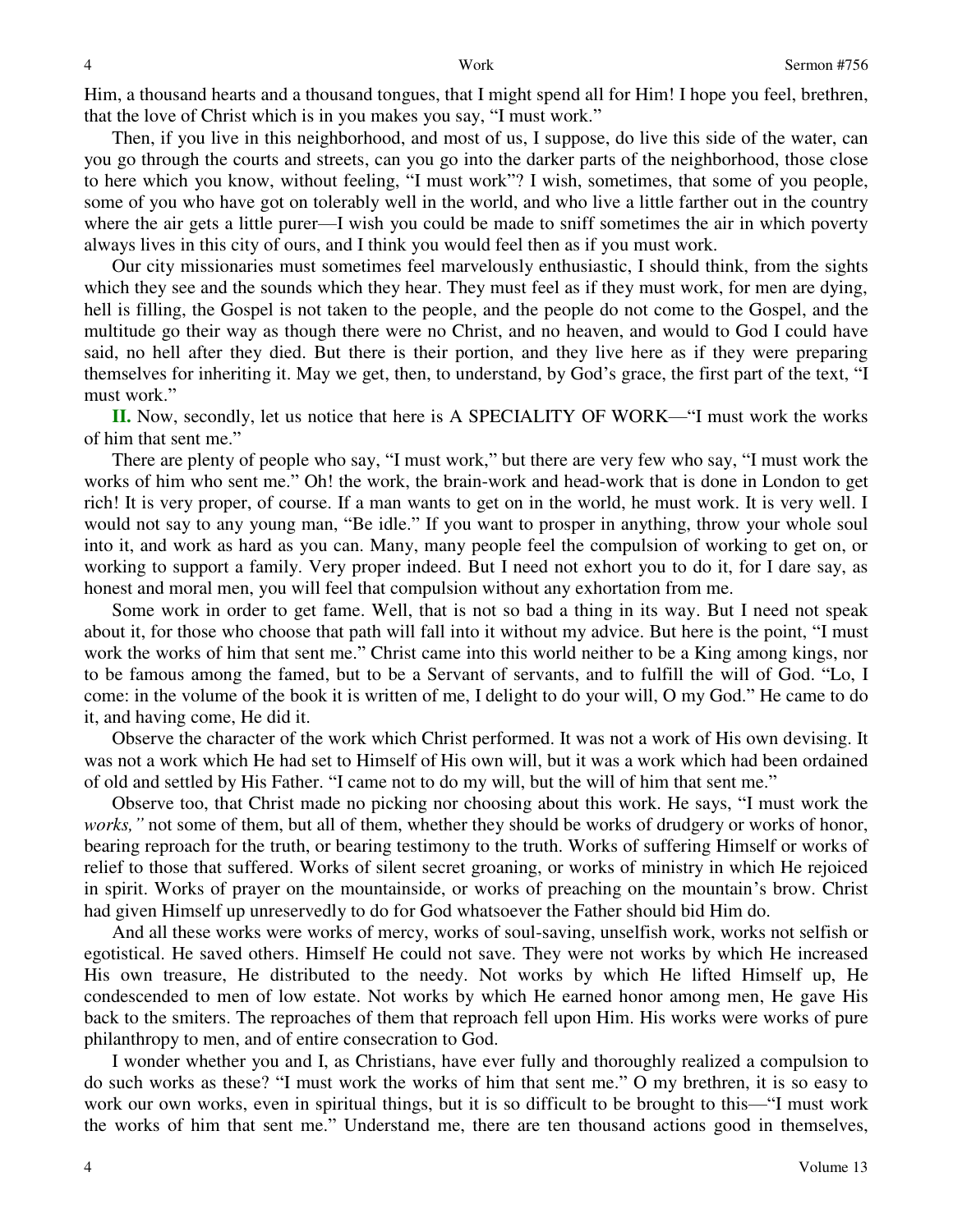Him, a thousand hearts and a thousand tongues, that I might spend all for Him! I hope you feel, brethren, that the love of Christ which is in you makes you say, "I must work."

Then, if you live in this neighborhood, and most of us, I suppose, do live this side of the water, can you go through the courts and streets, can you go into the darker parts of the neighborhood, those close to here which you know, without feeling, "I must work"? I wish, sometimes, that some of you people, some of you who have got on tolerably well in the world, and who live a little farther out in the country where the air gets a little purer—I wish you could be made to sniff sometimes the air in which poverty always lives in this city of ours, and I think you would feel then as if you must work.

Our city missionaries must sometimes feel marvelously enthusiastic, I should think, from the sights which they see and the sounds which they hear. They must feel as if they must work, for men are dying, hell is filling, the Gospel is not taken to the people, and the people do not come to the Gospel, and the multitude go their way as though there were no Christ, and no heaven, and would to God I could have said, no hell after they died. But there is their portion, and they live here as if they were preparing themselves for inheriting it. May we get, then, to understand, by God's grace, the first part of the text, "I must work."

**II.** Now, secondly, let us notice that here is A SPECIALITY OF WORK—"I must work the works of him that sent me."

There are plenty of people who say, "I must work," but there are very few who say, "I must work the works of him who sent me." Oh! the work, the brain-work and head-work that is done in London to get rich! It is very proper, of course. If a man wants to get on in the world, he must work. It is very well. I would not say to any young man, "Be idle." If you want to prosper in anything, throw your whole soul into it, and work as hard as you can. Many, many people feel the compulsion of working to get on, or working to support a family. Very proper indeed. But I need not exhort you to do it, for I dare say, as honest and moral men, you will feel that compulsion without any exhortation from me.

Some work in order to get fame. Well, that is not so bad a thing in its way. But I need not speak about it, for those who choose that path will fall into it without my advice. But here is the point, "I must work the works of him that sent me." Christ came into this world neither to be a King among kings, nor to be famous among the famed, but to be a Servant of servants, and to fulfill the will of God. "Lo, I come: in the volume of the book it is written of me, I delight to do your will, O my God." He came to do it, and having come, He did it.

Observe the character of the work which Christ performed. It was not a work of His own devising. It was not a work which He had set to Himself of His own will, but it was a work which had been ordained of old and settled by His Father. "I came not to do my will, but the will of him that sent me."

Observe too, that Christ made no picking nor choosing about this work. He says, "I must work the *works,"* not some of them, but all of them, whether they should be works of drudgery or works of honor, bearing reproach for the truth, or bearing testimony to the truth. Works of suffering Himself or works of relief to those that suffered. Works of silent secret groaning, or works of ministry in which He rejoiced in spirit. Works of prayer on the mountainside, or works of preaching on the mountain's brow. Christ had given Himself up unreservedly to do for God whatsoever the Father should bid Him do.

And all these works were works of mercy, works of soul-saving, unselfish work, works not selfish or egotistical. He saved others. Himself He could not save. They were not works by which He increased His own treasure, He distributed to the needy. Not works by which He lifted Himself up, He condescended to men of low estate. Not works by which He earned honor among men, He gave His back to the smiters. The reproaches of them that reproach fell upon Him. His works were works of pure philanthropy to men, and of entire consecration to God.

I wonder whether you and I, as Christians, have ever fully and thoroughly realized a compulsion to do such works as these? "I must work the works of him that sent me." O my brethren, it is so easy to work our own works, even in spiritual things, but it is so difficult to be brought to this—"I must work the works of him that sent me." Understand me, there are ten thousand actions good in themselves,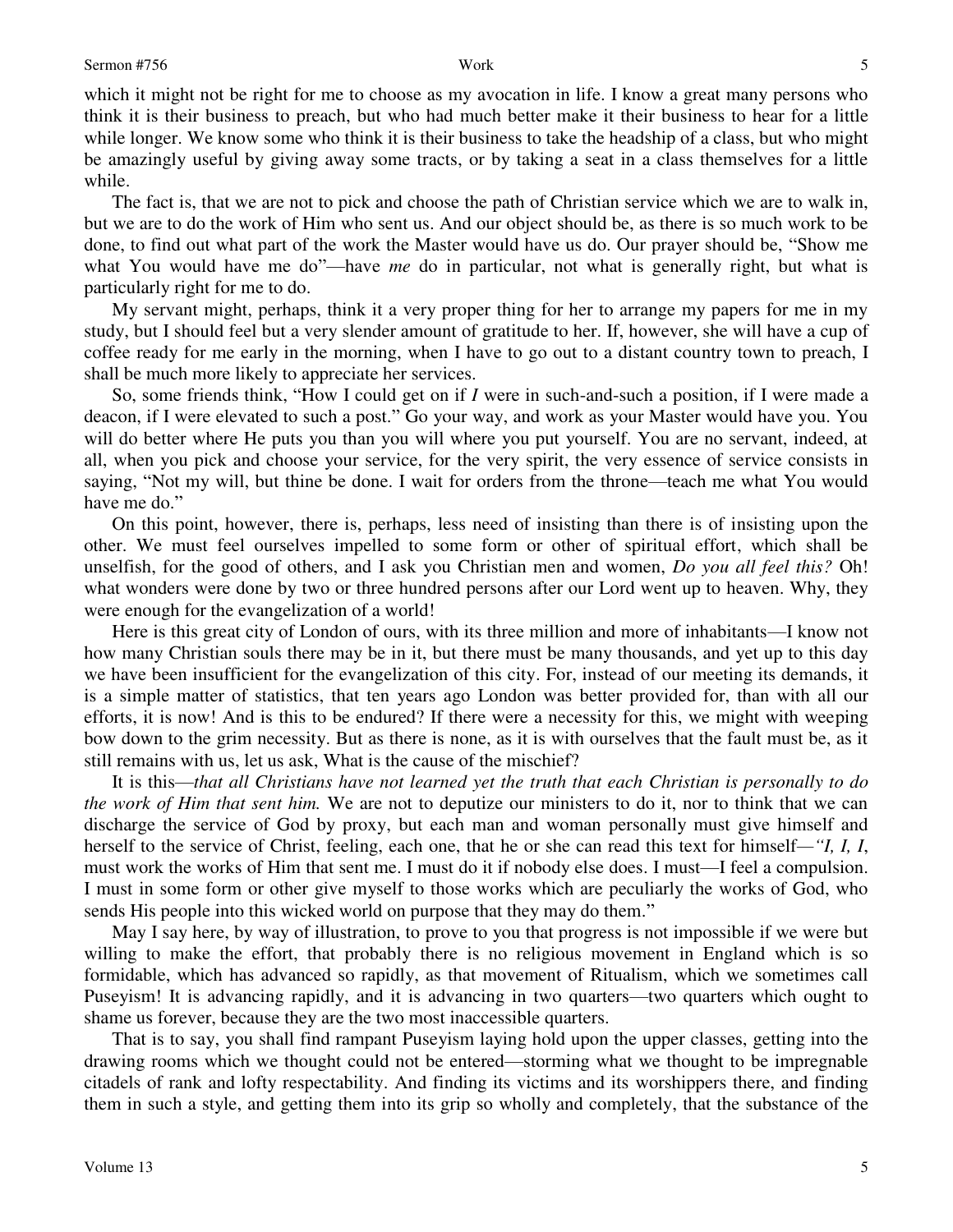which it might not be right for me to choose as my avocation in life. I know a great many persons who think it is their business to preach, but who had much better make it their business to hear for a little while longer. We know some who think it is their business to take the headship of a class, but who might be amazingly useful by giving away some tracts, or by taking a seat in a class themselves for a little while.

The fact is, that we are not to pick and choose the path of Christian service which we are to walk in, but we are to do the work of Him who sent us. And our object should be, as there is so much work to be done, to find out what part of the work the Master would have us do. Our prayer should be, "Show me what You would have me do"—have *me* do in particular, not what is generally right, but what is particularly right for me to do.

My servant might, perhaps, think it a very proper thing for her to arrange my papers for me in my study, but I should feel but a very slender amount of gratitude to her. If, however, she will have a cup of coffee ready for me early in the morning, when I have to go out to a distant country town to preach, I shall be much more likely to appreciate her services.

So, some friends think, "How I could get on if *I* were in such-and-such a position, if I were made a deacon, if I were elevated to such a post." Go your way, and work as your Master would have you. You will do better where He puts you than you will where you put yourself. You are no servant, indeed, at all, when you pick and choose your service, for the very spirit, the very essence of service consists in saying, "Not my will, but thine be done. I wait for orders from the throne—teach me what You would have me do."

On this point, however, there is, perhaps, less need of insisting than there is of insisting upon the other. We must feel ourselves impelled to some form or other of spiritual effort, which shall be unselfish, for the good of others, and I ask you Christian men and women, *Do you all feel this?* Oh! what wonders were done by two or three hundred persons after our Lord went up to heaven. Why, they were enough for the evangelization of a world!

Here is this great city of London of ours, with its three million and more of inhabitants—I know not how many Christian souls there may be in it, but there must be many thousands, and yet up to this day we have been insufficient for the evangelization of this city. For, instead of our meeting its demands, it is a simple matter of statistics, that ten years ago London was better provided for, than with all our efforts, it is now! And is this to be endured? If there were a necessity for this, we might with weeping bow down to the grim necessity. But as there is none, as it is with ourselves that the fault must be, as it still remains with us, let us ask, What is the cause of the mischief?

It is this—*that all Christians have not learned yet the truth that each Christian is personally to do the work of Him that sent him.* We are not to deputize our ministers to do it, nor to think that we can discharge the service of God by proxy, but each man and woman personally must give himself and herself to the service of Christ, feeling, each one, that he or she can read this text for himself—*"I, I, I*, must work the works of Him that sent me. I must do it if nobody else does. I must—I feel a compulsion. I must in some form or other give myself to those works which are peculiarly the works of God, who sends His people into this wicked world on purpose that they may do them."

May I say here, by way of illustration, to prove to you that progress is not impossible if we were but willing to make the effort, that probably there is no religious movement in England which is so formidable, which has advanced so rapidly, as that movement of Ritualism, which we sometimes call Puseyism! It is advancing rapidly, and it is advancing in two quarters—two quarters which ought to shame us forever, because they are the two most inaccessible quarters.

That is to say, you shall find rampant Puseyism laying hold upon the upper classes, getting into the drawing rooms which we thought could not be entered—storming what we thought to be impregnable citadels of rank and lofty respectability. And finding its victims and its worshippers there, and finding them in such a style, and getting them into its grip so wholly and completely, that the substance of the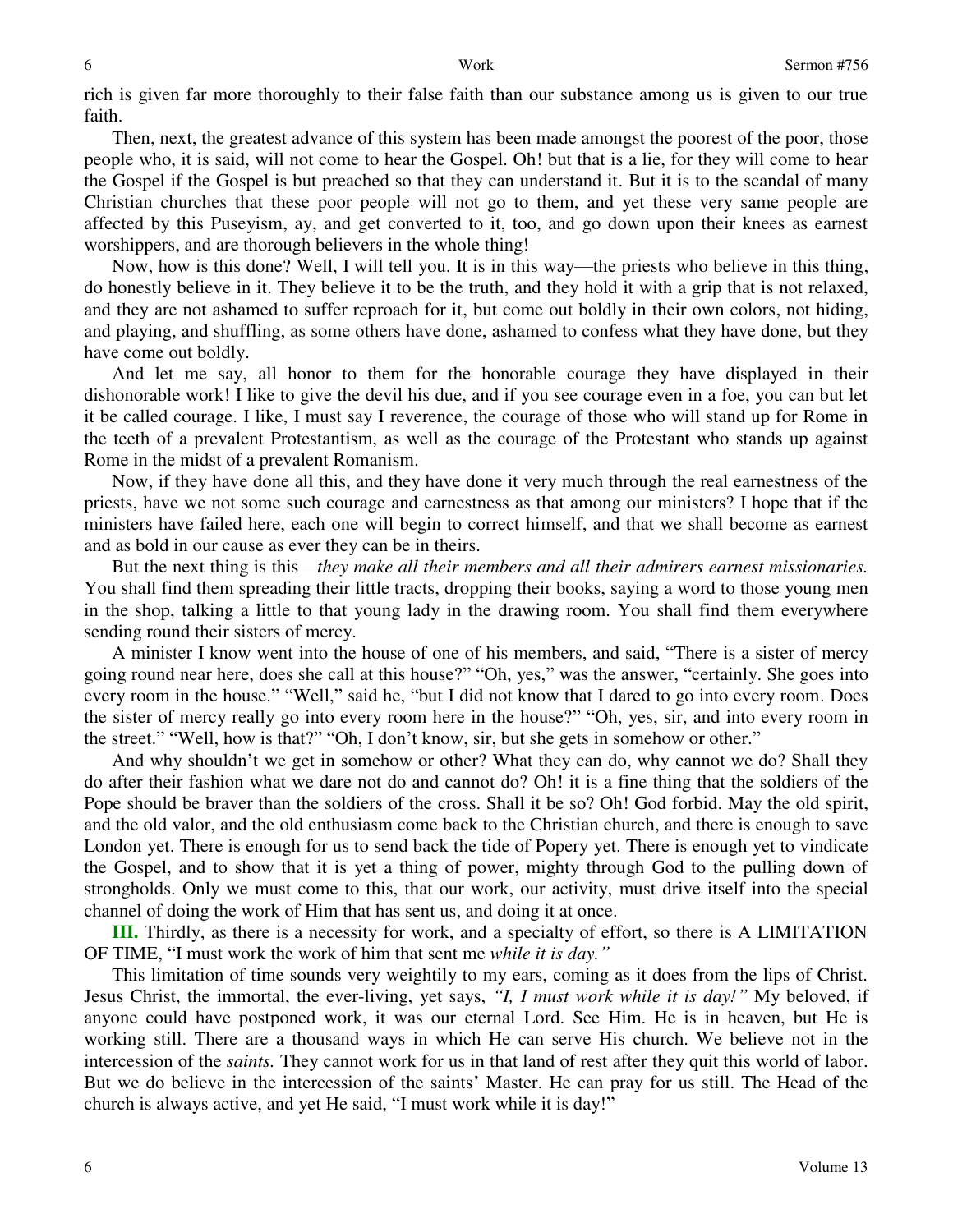rich is given far more thoroughly to their false faith than our substance among us is given to our true faith.

Then, next, the greatest advance of this system has been made amongst the poorest of the poor, those people who, it is said, will not come to hear the Gospel. Oh! but that is a lie, for they will come to hear the Gospel if the Gospel is but preached so that they can understand it. But it is to the scandal of many Christian churches that these poor people will not go to them, and yet these very same people are affected by this Puseyism, ay, and get converted to it, too, and go down upon their knees as earnest worshippers, and are thorough believers in the whole thing!

Now, how is this done? Well, I will tell you. It is in this way—the priests who believe in this thing, do honestly believe in it. They believe it to be the truth, and they hold it with a grip that is not relaxed, and they are not ashamed to suffer reproach for it, but come out boldly in their own colors, not hiding, and playing, and shuffling, as some others have done, ashamed to confess what they have done, but they have come out boldly.

And let me say, all honor to them for the honorable courage they have displayed in their dishonorable work! I like to give the devil his due, and if you see courage even in a foe, you can but let it be called courage. I like, I must say I reverence, the courage of those who will stand up for Rome in the teeth of a prevalent Protestantism, as well as the courage of the Protestant who stands up against Rome in the midst of a prevalent Romanism.

Now, if they have done all this, and they have done it very much through the real earnestness of the priests, have we not some such courage and earnestness as that among our ministers? I hope that if the ministers have failed here, each one will begin to correct himself, and that we shall become as earnest and as bold in our cause as ever they can be in theirs.

But the next thing is this—*they make all their members and all their admirers earnest missionaries.* You shall find them spreading their little tracts, dropping their books, saying a word to those young men in the shop, talking a little to that young lady in the drawing room. You shall find them everywhere sending round their sisters of mercy.

A minister I know went into the house of one of his members, and said, "There is a sister of mercy going round near here, does she call at this house?" "Oh, yes," was the answer, "certainly. She goes into every room in the house." "Well," said he, "but I did not know that I dared to go into every room. Does the sister of mercy really go into every room here in the house?" "Oh, yes, sir, and into every room in the street." "Well, how is that?" "Oh, I don't know, sir, but she gets in somehow or other."

And why shouldn't we get in somehow or other? What they can do, why cannot we do? Shall they do after their fashion what we dare not do and cannot do? Oh! it is a fine thing that the soldiers of the Pope should be braver than the soldiers of the cross. Shall it be so? Oh! God forbid. May the old spirit, and the old valor, and the old enthusiasm come back to the Christian church, and there is enough to save London yet. There is enough for us to send back the tide of Popery yet. There is enough yet to vindicate the Gospel, and to show that it is yet a thing of power, mighty through God to the pulling down of strongholds. Only we must come to this, that our work, our activity, must drive itself into the special channel of doing the work of Him that has sent us, and doing it at once.

**III.** Thirdly, as there is a necessity for work, and a specialty of effort, so there is A LIMITATION OF TIME, "I must work the work of him that sent me *while it is day."*

This limitation of time sounds very weightily to my ears, coming as it does from the lips of Christ. Jesus Christ, the immortal, the ever-living, yet says, *"I, I must work while it is day!"* My beloved, if anyone could have postponed work, it was our eternal Lord. See Him. He is in heaven, but He is working still. There are a thousand ways in which He can serve His church. We believe not in the intercession of the *saints.* They cannot work for us in that land of rest after they quit this world of labor. But we do believe in the intercession of the saints' Master. He can pray for us still. The Head of the church is always active, and yet He said, "I must work while it is day!"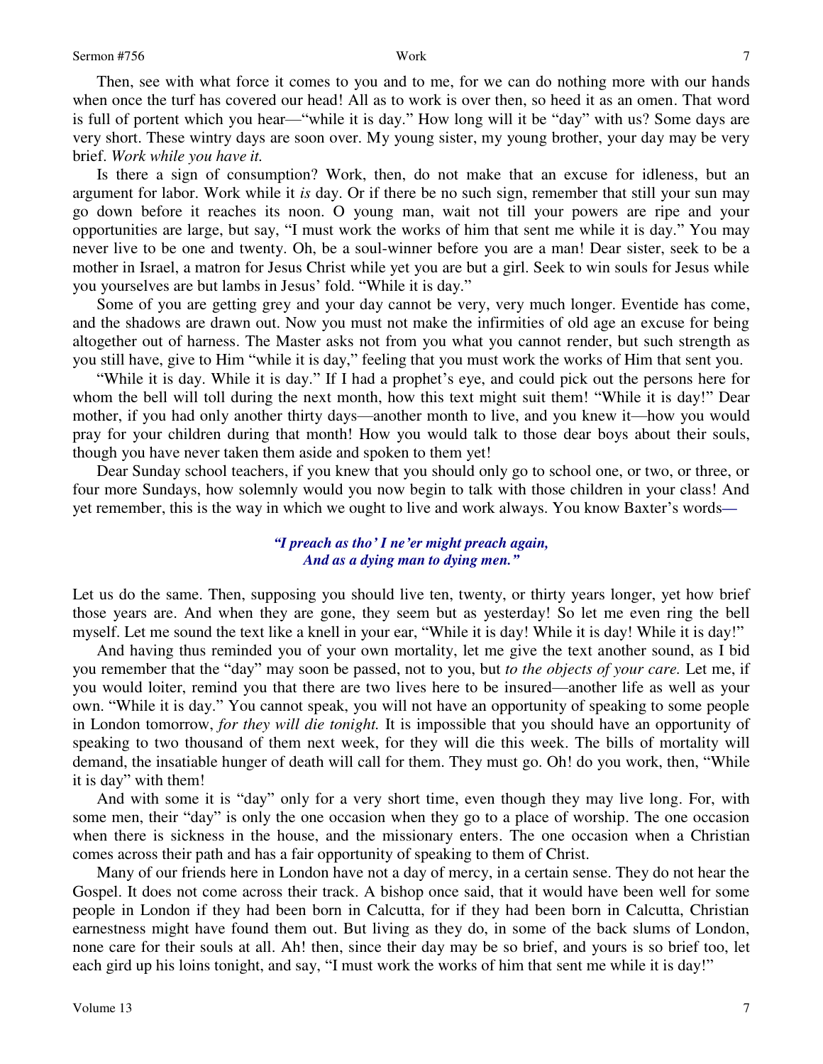Then, see with what force it comes to you and to me, for we can do nothing more with our hands when once the turf has covered our head! All as to work is over then, so heed it as an omen. That word is full of portent which you hear—"while it is day." How long will it be "day" with us? Some days are very short. These wintry days are soon over. My young sister, my young brother, your day may be very brief. *Work while you have it.*

Is there a sign of consumption? Work, then, do not make that an excuse for idleness, but an argument for labor. Work while it *is* day. Or if there be no such sign, remember that still your sun may go down before it reaches its noon. O young man, wait not till your powers are ripe and your opportunities are large, but say, "I must work the works of him that sent me while it is day." You may never live to be one and twenty. Oh, be a soul-winner before you are a man! Dear sister, seek to be a mother in Israel, a matron for Jesus Christ while yet you are but a girl. Seek to win souls for Jesus while you yourselves are but lambs in Jesus' fold. "While it is day."

Some of you are getting grey and your day cannot be very, very much longer. Eventide has come, and the shadows are drawn out. Now you must not make the infirmities of old age an excuse for being altogether out of harness. The Master asks not from you what you cannot render, but such strength as you still have, give to Him "while it is day," feeling that you must work the works of Him that sent you.

"While it is day. While it is day." If I had a prophet's eye, and could pick out the persons here for whom the bell will toll during the next month, how this text might suit them! "While it is day!" Dear mother, if you had only another thirty days—another month to live, and you knew it—how you would pray for your children during that month! How you would talk to those dear boys about their souls, though you have never taken them aside and spoken to them yet!

Dear Sunday school teachers, if you knew that you should only go to school one, or two, or three, or four more Sundays, how solemnly would you now begin to talk with those children in your class! And yet remember, this is the way in which we ought to live and work always. You know Baxter's words—

> ***"I preach as tho' I ne'er might preach again,***
> ***And as a dying man to dying men."***

Let us do the same. Then, supposing you should live ten, twenty, or thirty years longer, yet how brief those years are. And when they are gone, they seem but as yesterday! So let me even ring the bell myself. Let me sound the text like a knell in your ear, "While it is day! While it is day! While it is day!"

And having thus reminded you of your own mortality, let me give the text another sound, as I bid you remember that the "day" may soon be passed, not to you, but *to the objects of your care.* Let me, if you would loiter, remind you that there are two lives here to be insured—another life as well as your own. "While it is day." You cannot speak, you will not have an opportunity of speaking to some people in London tomorrow, *for they will die tonight.* It is impossible that you should have an opportunity of speaking to two thousand of them next week, for they will die this week. The bills of mortality will demand, the insatiable hunger of death will call for them. They must go. Oh! do you work, then, "While it is day" with them!

And with some it is "day" only for a very short time, even though they may live long. For, with some men, their "day" is only the one occasion when they go to a place of worship. The one occasion when there is sickness in the house, and the missionary enters. The one occasion when a Christian comes across their path and has a fair opportunity of speaking to them of Christ.

Many of our friends here in London have not a day of mercy, in a certain sense. They do not hear the Gospel. It does not come across their track. A bishop once said, that it would have been well for some people in London if they had been born in Calcutta, for if they had been born in Calcutta, Christian earnestness might have found them out. But living as they do, in some of the back slums of London, none care for their souls at all. Ah! then, since their day may be so brief, and yours is so brief too, let each gird up his loins tonight, and say, "I must work the works of him that sent me while it is day!"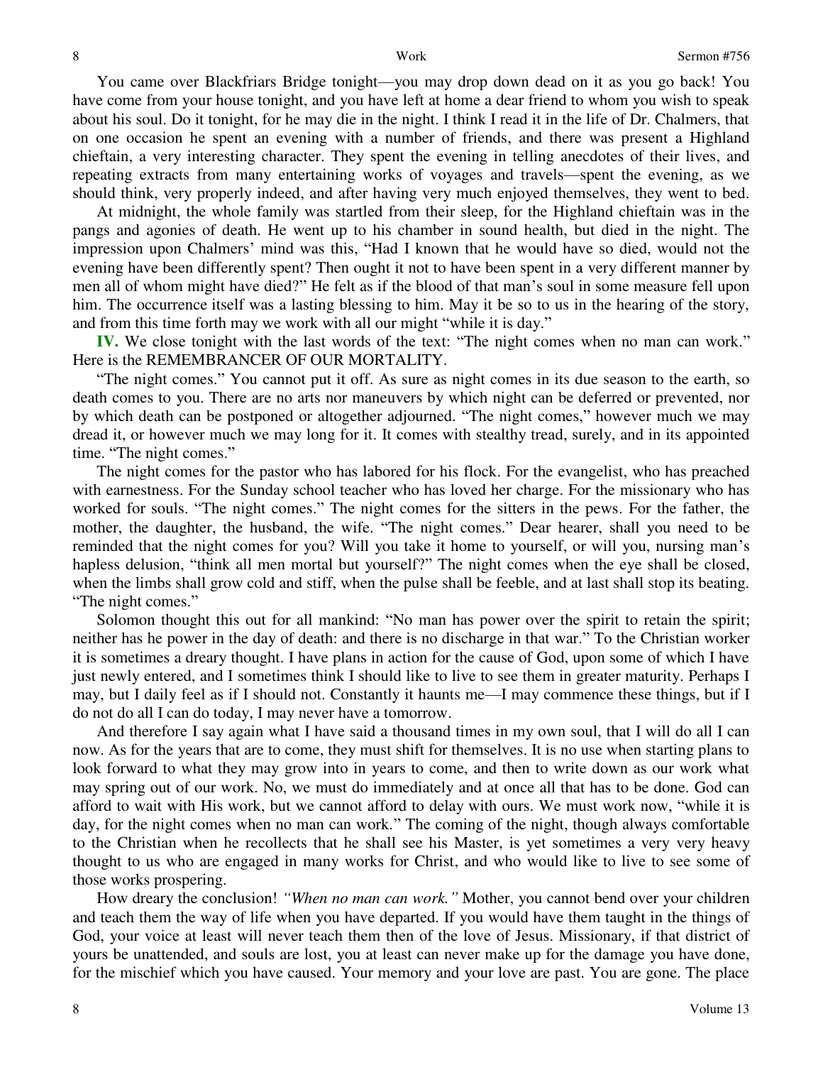You came over Blackfriars Bridge tonight—you may drop down dead on it as you go back! You have come from your house tonight, and you have left at home a dear friend to whom you wish to speak about his soul. Do it tonight, for he may die in the night. I think I read it in the life of Dr. Chalmers, that on one occasion he spent an evening with a number of friends, and there was present a Highland chieftain, a very interesting character. They spent the evening in telling anecdotes of their lives, and repeating extracts from many entertaining works of voyages and travels—spent the evening, as we should think, very properly indeed, and after having very much enjoyed themselves, they went to bed.

At midnight, the whole family was startled from their sleep, for the Highland chieftain was in the pangs and agonies of death. He went up to his chamber in sound health, but died in the night. The impression upon Chalmers' mind was this, "Had I known that he would have so died, would not the evening have been differently spent? Then ought it not to have been spent in a very different manner by men all of whom might have died?" He felt as if the blood of that man's soul in some measure fell upon him. The occurrence itself was a lasting blessing to him. May it be so to us in the hearing of the story, and from this time forth may we work with all our might "while it is day."

**IV.** We close tonight with the last words of the text: "The night comes when no man can work." Here is the REMEMBRANCER OF OUR MORTALITY.

"The night comes." You cannot put it off. As sure as night comes in its due season to the earth, so death comes to you. There are no arts nor maneuvers by which night can be deferred or prevented, nor by which death can be postponed or altogether adjourned. "The night comes," however much we may dread it, or however much we may long for it. It comes with stealthy tread, surely, and in its appointed time. "The night comes."

The night comes for the pastor who has labored for his flock. For the evangelist, who has preached with earnestness. For the Sunday school teacher who has loved her charge. For the missionary who has worked for souls. "The night comes." The night comes for the sitters in the pews. For the father, the mother, the daughter, the husband, the wife. "The night comes." Dear hearer, shall you need to be reminded that the night comes for you? Will you take it home to yourself, or will you, nursing man's hapless delusion, "think all men mortal but yourself?" The night comes when the eye shall be closed, when the limbs shall grow cold and stiff, when the pulse shall be feeble, and at last shall stop its beating. "The night comes."

Solomon thought this out for all mankind: "No man has power over the spirit to retain the spirit; neither has he power in the day of death: and there is no discharge in that war." To the Christian worker it is sometimes a dreary thought. I have plans in action for the cause of God, upon some of which I have just newly entered, and I sometimes think I should like to live to see them in greater maturity. Perhaps I may, but I daily feel as if I should not. Constantly it haunts me—I may commence these things, but if I do not do all I can do today, I may never have a tomorrow.

And therefore I say again what I have said a thousand times in my own soul, that I will do all I can now. As for the years that are to come, they must shift for themselves. It is no use when starting plans to look forward to what they may grow into in years to come, and then to write down as our work what may spring out of our work. No, we must do immediately and at once all that has to be done. God can afford to wait with His work, but we cannot afford to delay with ours. We must work now, "while it is day, for the night comes when no man can work." The coming of the night, though always comfortable to the Christian when he recollects that he shall see his Master, is yet sometimes a very very heavy thought to us who are engaged in many works for Christ, and who would like to live to see some of those works prospering.

How dreary the conclusion! *"When no man can work."* Mother, you cannot bend over your children and teach them the way of life when you have departed. If you would have them taught in the things of God, your voice at least will never teach them then of the love of Jesus. Missionary, if that district of yours be unattended, and souls are lost, you at least can never make up for the damage you have done, for the mischief which you have caused. Your memory and your love are past. You are gone. The place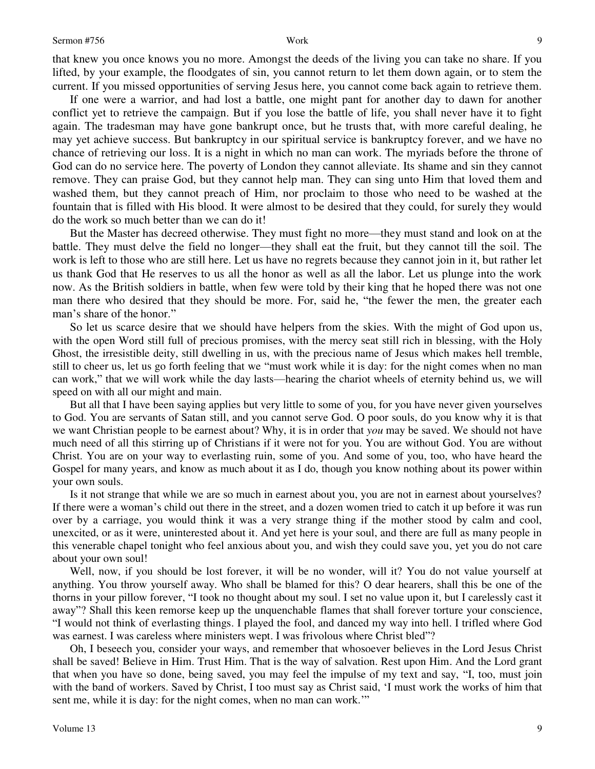that knew you once knows you no more. Amongst the deeds of the living you can take no share. If you lifted, by your example, the floodgates of sin, you cannot return to let them down again, or to stem the current. If you missed opportunities of serving Jesus here, you cannot come back again to retrieve them.

If one were a warrior, and had lost a battle, one might pant for another day to dawn for another conflict yet to retrieve the campaign. But if you lose the battle of life, you shall never have it to fight again. The tradesman may have gone bankrupt once, but he trusts that, with more careful dealing, he may yet achieve success. But bankruptcy in our spiritual service is bankruptcy forever, and we have no chance of retrieving our loss. It is a night in which no man can work. The myriads before the throne of God can do no service here. The poverty of London they cannot alleviate. Its shame and sin they cannot remove. They can praise God, but they cannot help man. They can sing unto Him that loved them and washed them, but they cannot preach of Him, nor proclaim to those who need to be washed at the fountain that is filled with His blood. It were almost to be desired that they could, for surely they would do the work so much better than we can do it!

But the Master has decreed otherwise. They must fight no more—they must stand and look on at the battle. They must delve the field no longer—they shall eat the fruit, but they cannot till the soil. The work is left to those who are still here. Let us have no regrets because they cannot join in it, but rather let us thank God that He reserves to us all the honor as well as all the labor. Let us plunge into the work now. As the British soldiers in battle, when few were told by their king that he hoped there was not one man there who desired that they should be more. For, said he, "the fewer the men, the greater each man's share of the honor."

So let us scarce desire that we should have helpers from the skies. With the might of God upon us, with the open Word still full of precious promises, with the mercy seat still rich in blessing, with the Holy Ghost, the irresistible deity, still dwelling in us, with the precious name of Jesus which makes hell tremble, still to cheer us, let us go forth feeling that we "must work while it is day: for the night comes when no man can work," that we will work while the day lasts—hearing the chariot wheels of eternity behind us, we will speed on with all our might and main.

But all that I have been saying applies but very little to some of you, for you have never given yourselves to God. You are servants of Satan still, and you cannot serve God. O poor souls, do you know why it is that we want Christian people to be earnest about? Why, it is in order that *you* may be saved. We should not have much need of all this stirring up of Christians if it were not for you. You are without God. You are without Christ. You are on your way to everlasting ruin, some of you. And some of you, too, who have heard the Gospel for many years, and know as much about it as I do, though you know nothing about its power within your own souls.

Is it not strange that while we are so much in earnest about you, you are not in earnest about yourselves? If there were a woman's child out there in the street, and a dozen women tried to catch it up before it was run over by a carriage, you would think it was a very strange thing if the mother stood by calm and cool, unexcited, or as it were, uninterested about it. And yet here is your soul, and there are full as many people in this venerable chapel tonight who feel anxious about you, and wish they could save you, yet you do not care about your own soul!

Well, now, if you should be lost forever, it will be no wonder, will it? You do not value yourself at anything. You throw yourself away. Who shall be blamed for this? O dear hearers, shall this be one of the thorns in your pillow forever, "I took no thought about my soul. I set no value upon it, but I carelessly cast it away"? Shall this keen remorse keep up the unquenchable flames that shall forever torture your conscience, "I would not think of everlasting things. I played the fool, and danced my way into hell. I trifled where God was earnest. I was careless where ministers wept. I was frivolous where Christ bled"?

Oh, I beseech you, consider your ways, and remember that whosoever believes in the Lord Jesus Christ shall be saved! Believe in Him. Trust Him. That is the way of salvation. Rest upon Him. And the Lord grant that when you have so done, being saved, you may feel the impulse of my text and say, "I, too, must join with the band of workers. Saved by Christ, I too must say as Christ said, 'I must work the works of him that sent me, while it is day: for the night comes, when no man can work.'"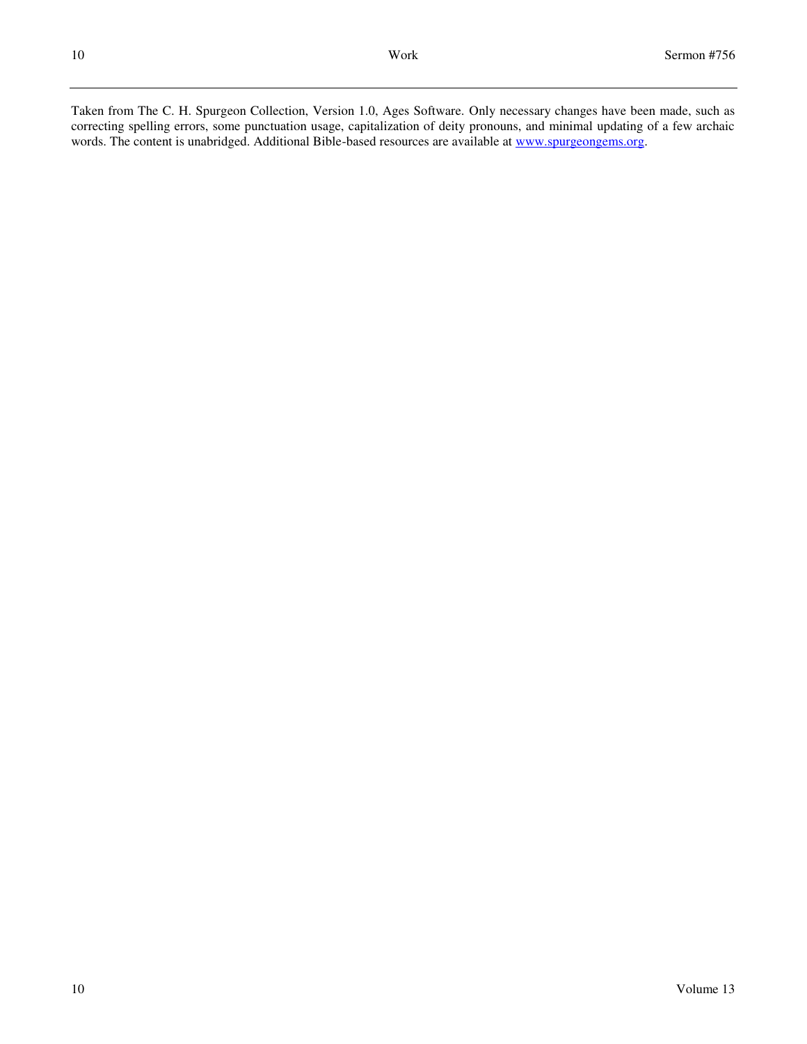Taken from The C. H. Spurgeon Collection, Version 1.0, Ages Software. Only necessary changes have been made, such as correcting spelling errors, some punctuation usage, capitalization of deity pronouns, and minimal updating of a few archaic words. The content is unabridged. Additional Bible-based resources are available at www.spurgeongems.org.